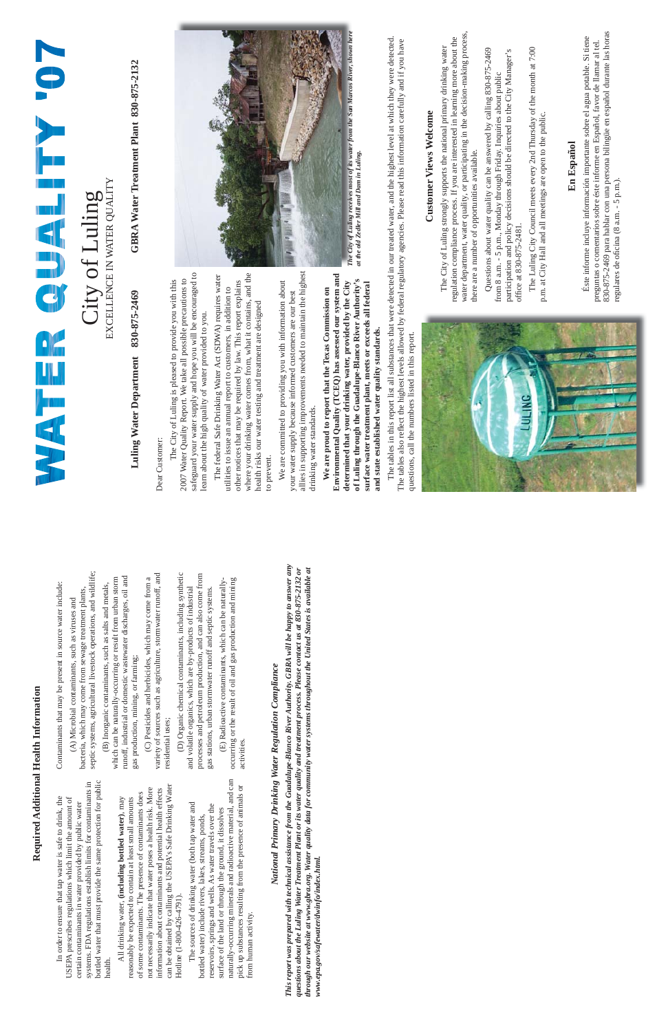# WATER QUALITY '07

## City of Luling

EXCELLENCE IN WATER QUALITY

**Luling Water Department 830-875-2469** **GBRA Water Treatment Plant 830-875-2132**

Dear Customer:

The City of Luling is pleased to provide you with this 2007 Water Quality Report. We take all possible precautions to safeguard your water supply and hope you will be encouraged to learn about the high quality of water provided to you.

The federal Safe Drinking Water Act (SDWA) requires water utilities to issue an annual report to customers, in addition to other notices that may be required by law. This report explains where your drinking water comes from, what it contains, and the health risks our water testing and treatment are designed to prevent.

We are committed to providing you with information about your water supply because informed customers are our best allies in supporting improvements needed to maintain the highest drinking water standards.

**We are proud to report that the Texas Commission on Environmental Quality (TCEQ) has assessed our system and determined that your drinking water, provided by the City of Luling through the Guadalupe-Blanco River Authority's surface water treatment plant, meets or exceeds all federal and state established water quality standards.**

*The City of Luling receives most of its water from the San Marcos River, shown here at the old Zedler Mill and Dam in Luling.*

The tables in this report list all substances that were detected in our treated water, and the highest level at which they were detected. The tables also reflect the highest levels allowed by federal regulatory agencies. Please read this information carefully and if you have questions, call the numbers listed in this report.

### Customer Views Welcome

The City of Luling strongly supports the national primary drinking water regulation compliance process. If you are interested in learning more about the water department, water quality, or participating in the decision-making process, there are a number of opportunities available.

Questions about water quality can be answered by calling 830-875-2469 from 8 a.m. - 5 p.m., Monday through Friday. Inquiries about public participation and policy decisions should be directed to the City Manager's office at 830-875-2481.

The Luling City Council meets every 2nd Thursday of the month at 7:00 p.m. at City Hall and all meetings are open to the public.

### En Español

Éste informe incluye información importante sobre el agua potable. Si tiene preguntas o comentarios sobre éste informe en Español, favor de llamar al tel. 830-875-2469 para hablar con una persona bilingüe en español durante las horas regulares de oficina (8 a.m. - 5 p.m.).

## Required Additional Health Information

In order to ensure that tap water is safe to drink, the USEPA prescribes regulations which limit the amount of certain contaminants in water provided by public water systems. FDA regulations establish limits for contaminants in bottled water that must provide the same protection for public health.

All drinking water, **(including bottled water)**, may reasonably be expected to contain at least small amounts of some contaminants. The presence of contaminants does not necessarily indicate that water poses a health risk. More information about contaminants and potential health effects can be obtained by calling the USEPA's Safe Drinking Water Hotline (1-800-426-4791).

The sources of drinking water (both tap water and bottled water) include rivers, lakes, streams, ponds, reservoirs, springs and wells. As water travels over the surface of the land or through the ground, it dissolves naturally-occurring minerals and radioactive material, and can pick up substances resulting from the presence of animals or from human activity.

Contaminants that may be present in source water include:

(A) Microbial contaminants, such as viruses and bacteria, which may come from sewage treatment plants, septic systems, agricultural livestock operations, and wildlife;

(B) Inorganic contaminants, such as salts and metals, which can be naturally-occurring or result from urban storm runoff, industrial or domestic wastewater discharges, oil and gas production, mining, or farming;

(C) Pesticides and herbicides, which may come from a variety of sources such as agriculture, stormwater runoff, and residential uses;

(D) Organic chemical contaminants, including synthetic and volatile organics, which are by-products of industrial processes and petroleum production, and can also come from gas stations, urban stormwater runoff and septic systems.

(E) Radioactive contaminants, which can be naturally-occurring or the result of oil and gas production and mining activities.

### *National Primary Drinking Water Regulation Compliance*

***This report was prepared with technical assistance from the Guadalupe-Blanco River Authority. GBRA will be happy to answer any questions about the Luling Water Treatment Plant or its water quality and treatment process. Please contact us at 830-875-2132 or through our website at www.gbra.org. Water quality data for community water systems throughout the United States is available at www.epa.gov/safewater/dwinfo/index.html.***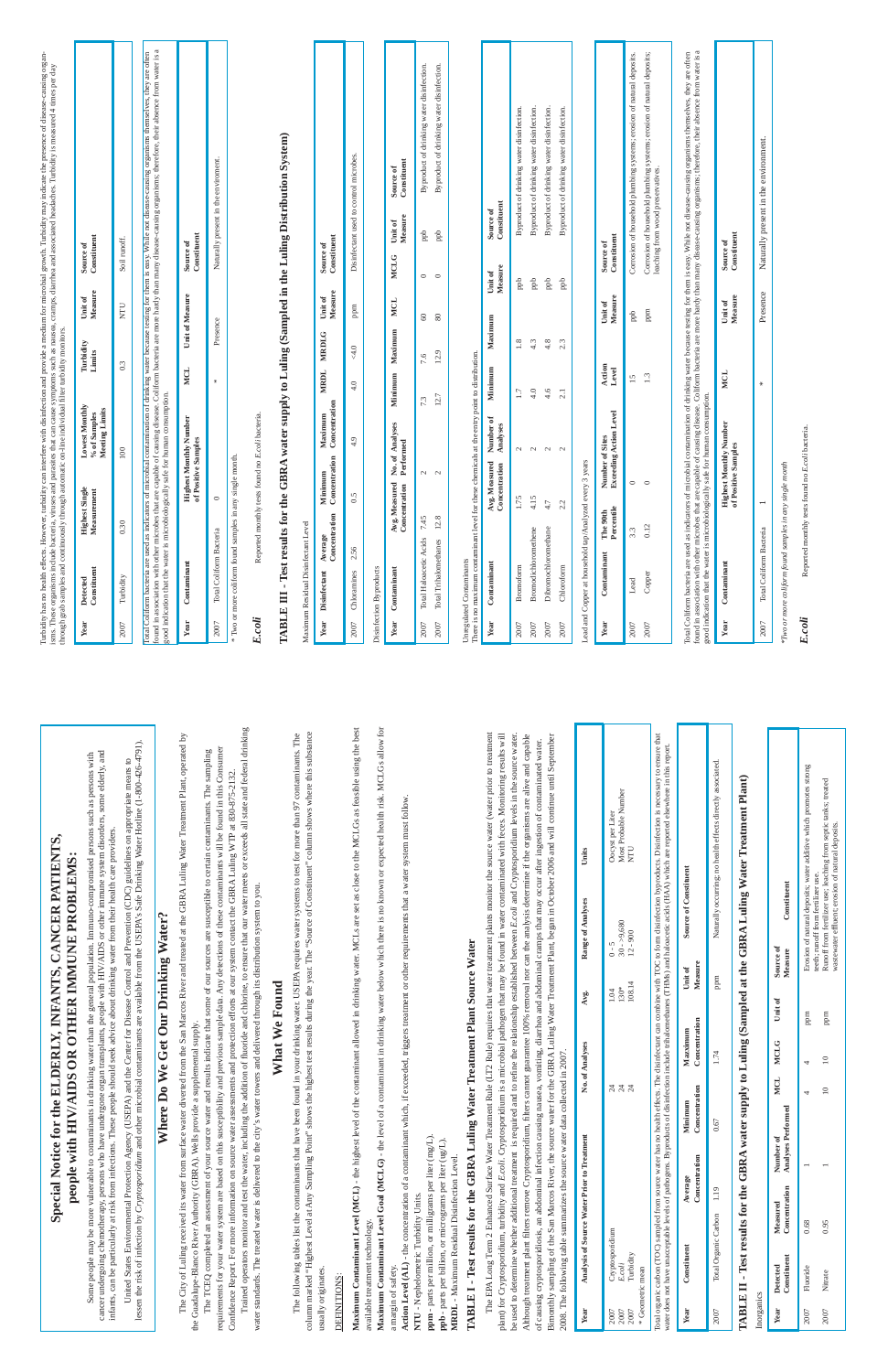## Special Notice for the ELDERLY, INFANTS, CANCER PATIENTS, people with HIV/AIDS OR OTHER IMMUNE PROBLEMS:

Some people may be more vulnerable to contaminants in drinking water than the general population. Immuno-compromised persons such as persons with cancer undergoing chemotherapy, persons who have undergone organ transplants, people with HIV/AIDS or other immune system disorders, some elderly, and infants, can be particularly at risk from infections. These people should seek advice about drinking water from their health care providers.

United States Environmental Protection Agency (USEPA) and the Center for Disease Control and Prevention (CDC) guidelines on appropriate means to lessen the risk of infection by *Cryptosporidium* and other microbial contaminants are available from the USEPA's Safe Drinking Water Hotline (1-800-426-4791).

## Where Do We Get Our Drinking Water?

The City of Luling received its water from surface water diverted from the San Marcos River and treated at the GBRA Luling Water Treatment Plant, operated by the Guadalupe-Blanco River Authority (GBRA). Wells provide a supplemental supply.

The TCEQ completed an assessment of your source water and results indicate that some of our sources are susceptible to certain contaminants. The sampling requirements for your water system are based on this susceptibility and previous sample data. Any detections of these contaminants will be found in this Consumer Confidence Report. For more information on source water assessments and protection efforts at our system contact the GBRA Luling WTP at 830-875-2132.

Trained operators monitor and test the water, including the addition of fluoride and chlorine, to ensure that our water meets or exceeds all state and federal drinking water standards. The treated water is delivered to the city's water towers and delivered through its distribution system to you.

## What We Found

The following tables list the contaminants that have been found in your drinking water. USEPA requires water systems to test for more than 97 contaminants. The column marked "Highest Level at Any Sampling Point" shows the highest test results during the year. The "Source of Constituent" column shows where this substance usually originates.

DEFINITIONS:

**Maximum Contaminant Level (MCL)** - the highest level of the contaminant allowed in drinking water. MCLs are set as close to the MCLGs as feasible using the best available treatment technology.

**Maximum Contaminant Level Goal (MCLG)** - the level of a contaminant in drinking water below which there is no known or expected health risk. MCLGs allow for a margin of safety.

**Action Level (AL)** - the concentration of a contaminant which, if exceeded, triggers treatment or other requirements that a water system must follow.

**NTU** - Nephelometric Turbidity Units.

**ppm** - parts per million, or milligrams per liter (mg/L).

**ppb** - parts per billion, or micrograms per liter (ug/L).

**MRDL** - Maximum Residual Disinfection Level.

### TABLE I - Test results for the GBRA Luling Water Treatment Plant Source Water

The EPA Long Term 2 Enhanced Surface Water Treatment Rule (LT2 Rule) requires that water treatment plants monitor the source water (water prior to treatment plant) for Cryptosporidium, turbidity and *E.coli*. Cryptosporidium is a microbial pathogen that may be found in water contaminated with feces. Monitoring results will be used to determine whether additional treatment is required and to refine the relationship established between *E.coli* and Cryptosporidium levels in the source water. Although treatment filters remove Cryptosporidium, filters cannot guarantee 100% removal nor can the analysis determine if the organisms are alive and capable of causing cryptosporidiosis, an abdominal infection causing nausea, vomiting, diarrhea and abdominal cramps that may occur after ingestion of contaminated water. Bimonthly sampling of the San Marcos River, the source water for the GBRA Luling Water Treatment Plant, began in October 2006 and will continue until September 2008. The following table summarizes the source water data collected in 2007.

| Year | Analysis of Source Water Prior to Treatment | No. of Analyses | Avg. | Range of Analyses | Units |
|---|---|---|---|---|---|
| 2007 | Cryptosporidium | 24 | 1.04 | 0 - 5 | Oocyst per Liter |
| 2007 | *E.coli* | 24 | 130* | 30 - >9,680 | Most Probable Number |
| 2007 | Turbidity | 24 | 108.14 | 12 - 900 | NTU |

\* Geometric mean

Total organic carbon (TOC) sampled from source water has no health effects. The disinfectant can combine with TOC to form disinfection byproducts. Disinfection is necessary to ensure that water does not have unacceptable levels of pathogens. Byproducts of disinfection include trihalomethanes (THMs) and haloacetic acids (HAA) which are reported elsewhere in this report.

| Year | Constituent | Average Concentration | Minimum Concentration | Maximum Concentration | Unit of Measure | Source of Constituent |
|---|---|---|---|---|---|---|
| 2007 | Total Organic Carbon | 1.19 | 0.67 | 1.74 | ppm | Naturally occurring; no health effects directly associated. |

### TABLE II - Test results for the GBRA water supply to Luling (Sampled at the GBRA Luling Water Treatment Plant)

Inorganics

| Year | Detected Constituent | Measured Concentration | Number of Analyses Performed | MCL | MCLG | Unit of Measure | Source of Constituent |
|---|---|---|---|---|---|---|---|
| 2007 | Fluoride | 0.68 | 1 | 4 | 4 | ppm | Erosion of natural deposits; water additive which promotes strong teeth; runoff from fertilizer use. |
| 2007 | Nitrate | 0.95 | 1 | 10 | 10 | ppm | Runoff from fertilizer use; leaching from septic tanks; treated wastewater effluent; erosion of natural deposits. |

Turbidity has no health effects. However, turbidity can interfere with disinfection and provide a medium for microbial growth. Turbidity may indicate the presence of disease-causing organisms. These organisms include bacteria, viruses and parasites that can cause symptoms such as nausea, cramps, diarrhea and associated headaches. Turbidity is measured 4 times per day through grab samples and continuously through automatic on-line individual filter turbidity monitors.

| Year | Detected Constituent | Highest Single Measurement | Lowest Monthly % of Samples Meeting Limits | Turbidity Limits | Unit of Measure | Source of Constituent |
|---|---|---|---|---|---|---|
| 2007 | Turbidity | 0.30 | 100 | 0.3 | NTU | Soil runoff. |

Total Coliform bacteria are used as indicators of microbial contamination of drinking water because testing for them is easy. While not disease-causing organisms themselves, they are often found in association with other microbes that are capable of causing disease. Coliform bacteria are more hardy than many disease-causing organisms; therefore, their absence from water is a good indication that the water is microbiologically safe for human consumption.

| Year | Contaminant | Highest Monthly Number of Positive Samples | MCL | Unit of Measure | Source of Constituent |
|---|---|---|---|---|---|
| 2007 | Total Coliform Bacteria | 0 | * | Presence | Naturally present in the environment. |

\* Two or more coliform found samples in any single month.

***E.coli*** Reported monthly tests found no *E.coli* bacteria.

### TABLE III - Test results for the GBRA water supply to Luling (Sampled in the Luling Distribution System)

Maximum Residual Disinfectant Level

| Year | Disinfectant | Average Concentration | Minimum Concentration | Maximum Concentration | MRDL | MRDLG | Unit of Measure | Source of Constituent |
|---|---|---|---|---|---|---|---|---|
| 2007 | Chloramines | 2.56 | 0.5 | 4.9 | 4.0 | <4.0 | ppm | Disinfectant used to control microbes. |

Disinfection Byproducts

| Year | Contaminant | Avg. Measured Concentration | No. of Analyses Performed | Minimum | Maximum | MCL | MCLG | Unit of Measure | Source of Constituent |
|---|---|---|---|---|---|---|---|---|---|
| 2007 | Total Haloacetic Acids | 7.45 | 2 | 7.3 | 7.6 | 60 | 0 | ppb | Byproduct of drinking water disinfection. |
| 2007 | Total Trihalomethanes | 12.8 | 2 | 12.7 | 12.9 | 80 | 0 | ppb | Byproduct of drinking water disinfection. |

Unregulated Contaminants

There is no maximum contaminant level for these chemicals at the entry point to distribution.

| Year | Contaminant | Avg. Measured Concentration | Number of Analyses | Minimum | Maximum | Unit of Measure | Source of Constituent |
|---|---|---|---|---|---|---|---|
| 2007 | Bromoform | 1.75 | 2 | 1.7 | 1.8 | ppb | Byproduct of drinking water disinfection. |
| 2007 | Bromodichloromethane | 4.15 | 2 | 4.0 | 4.3 | ppb | Byproduct of drinking water disinfection. |
| 2007 | Dibromochloromethane | 4.7 | 2 | 4.6 | 4.8 | ppb | Byproduct of drinking water disinfection. |
| 2007 | Chloroform | 2.2 | 2 | 2.1 | 2.3 | ppb | Byproduct of drinking water disinfection. |

Lead and Copper at household tap/Analyzed every 3 years

| Year | Contaminant | The 90th Percentile | Number of Sites Exceeding Action Level | Action Level | Unit of Measure | Source of Constituent |
|---|---|---|---|---|---|---|
| 2007 | Lead | 3.3 | 0 | 15 | ppb | Corrosion of household plumbing systems; erosion of natural deposits. |
| 2007 | Copper | 0.12 | 0 | 1.3 | ppm | Corrosion of household plumbing systems; erosion of natural deposits; leaching from wood preservatives. |

Total Coliform bacteria are used as indicators of microbial contamination of drinking water because testing for them is easy. While not disease-causing organisms themselves, they are often found in association with other microbes that are capable of causing disease. Coliform bacteria are more hardy than many disease-causing organisms; therefore, their absence from water is a good indication that the water is microbiologically safe for human consumption.

| Year | Contaminant | Highest Monthly Number of Positive Samples | MCL | Unit of Measure | Source of Constituent |
|---|---|---|---|---|---|
| 2007 | Total Coliform Bacteria | 1 | * | Presence | Naturally present in the environment. |

*\*Two or more coliform found samples in any single month*

***E.coli*** Reported monthly tests found no *E.coli* bacteria.